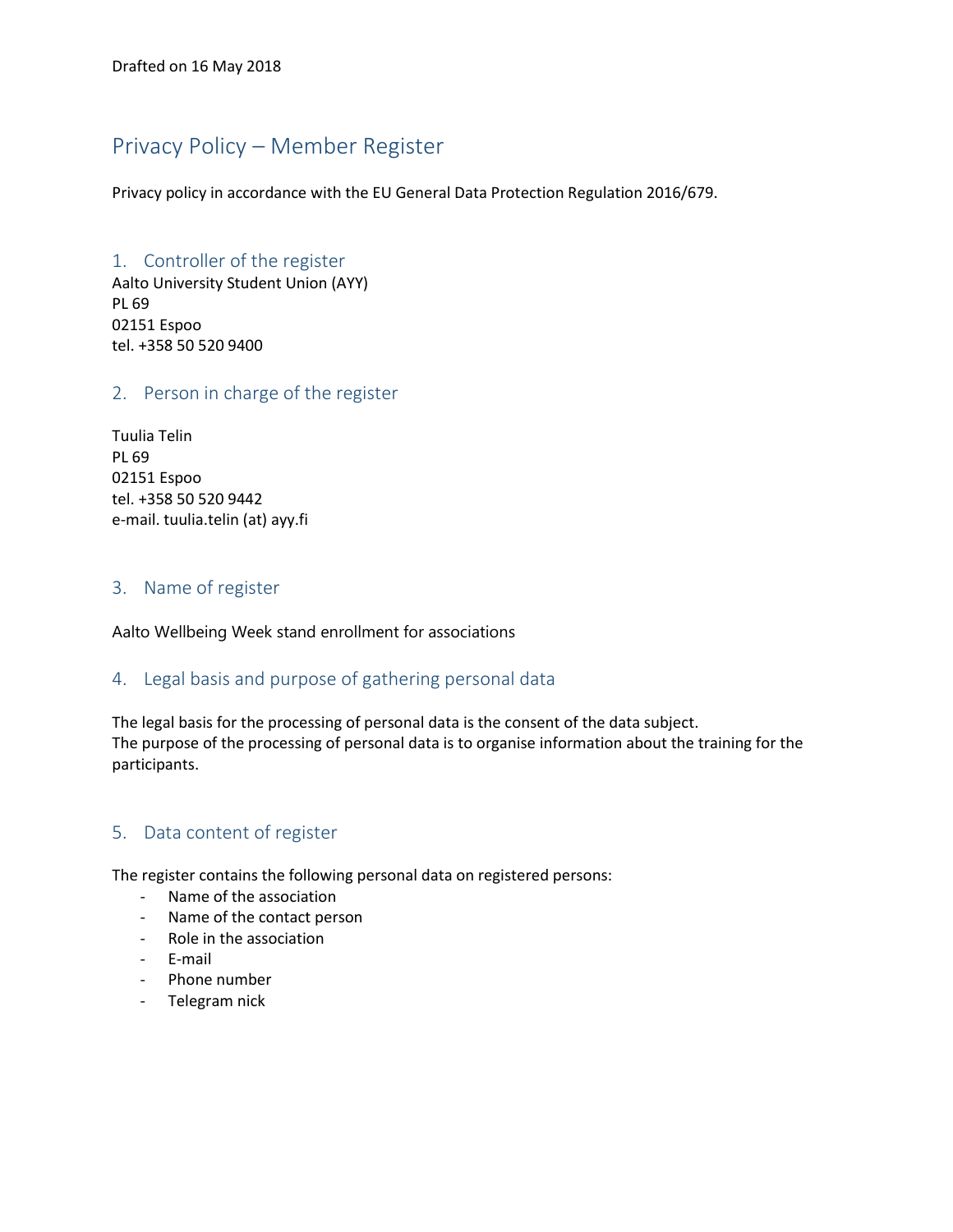Drafted on 16 May 2018

# Privacy Policy – Member Register

Privacy policy in accordance with the EU General Data Protection Regulation 2016/679.

## 1. Controller of the register

Aalto University Student Union (AYY)
PL 69
02151 Espoo
tel. +358 50 520 9400

## 2. Person in charge of the register

Tuulia Telin
PL 69
02151 Espoo
tel. +358 50 520 9442
e-mail. tuulia.telin (at) ayy.fi

## 3. Name of register

Aalto Wellbeing Week stand enrollment for associations

## 4. Legal basis and purpose of gathering personal data

The legal basis for the processing of personal data is the consent of the data subject.
The purpose of the processing of personal data is to organise information about the training for the participants.

## 5. Data content of register

The register contains the following personal data on registered persons:

- Name of the association
- Name of the contact person
- Role in the association
- E-mail
- Phone number
- Telegram nick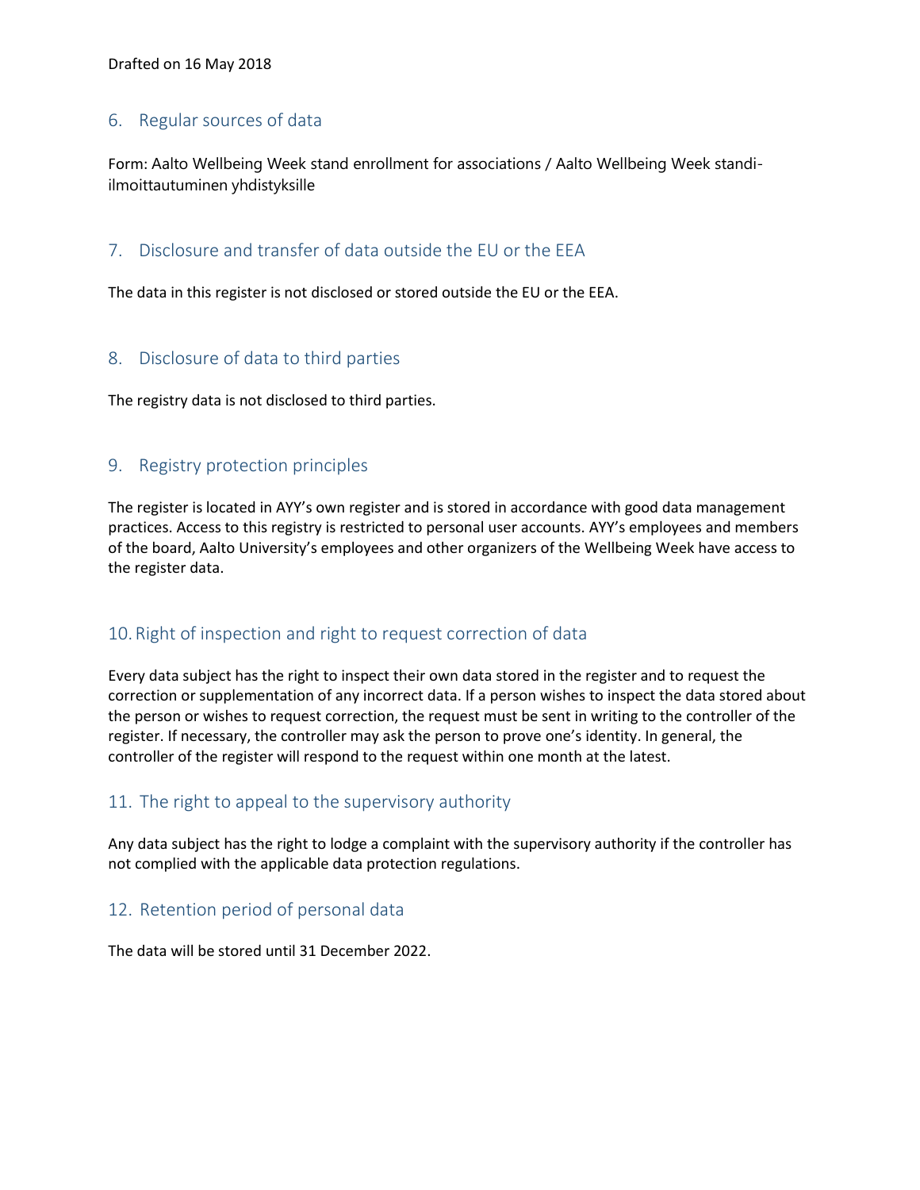Drafted on 16 May 2018

## 6. Regular sources of data

Form: Aalto Wellbeing Week stand enrollment for associations / Aalto Wellbeing Week standi-ilmoittautuminen yhdistyksille

## 7. Disclosure and transfer of data outside the EU or the EEA

The data in this register is not disclosed or stored outside the EU or the EEA.

## 8. Disclosure of data to third parties

The registry data is not disclosed to third parties.

## 9. Registry protection principles

The register is located in AYY's own register and is stored in accordance with good data management practices. Access to this registry is restricted to personal user accounts. AYY's employees and members of the board, Aalto University's employees and other organizers of the Wellbeing Week have access to the register data.

## 10. Right of inspection and right to request correction of data

Every data subject has the right to inspect their own data stored in the register and to request the correction or supplementation of any incorrect data. If a person wishes to inspect the data stored about the person or wishes to request correction, the request must be sent in writing to the controller of the register. If necessary, the controller may ask the person to prove one's identity. In general, the controller of the register will respond to the request within one month at the latest.

## 11. The right to appeal to the supervisory authority

Any data subject has the right to lodge a complaint with the supervisory authority if the controller has not complied with the applicable data protection regulations.

## 12. Retention period of personal data

The data will be stored until 31 December 2022.